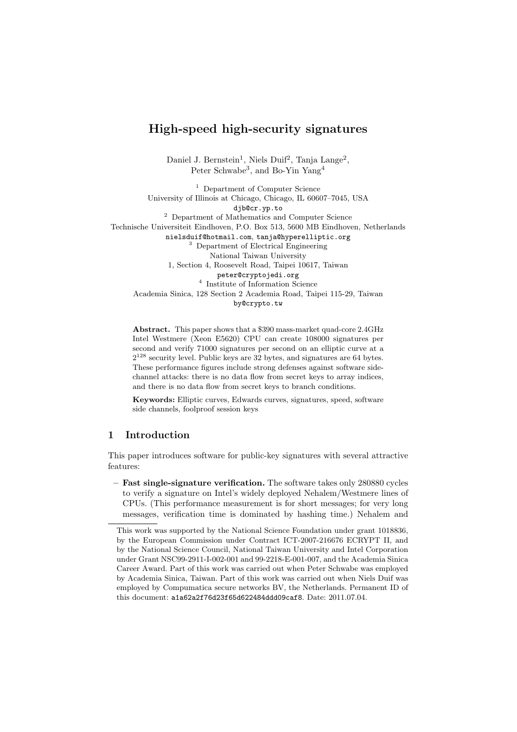# High-speed high-security signatures

Daniel J. Bernstein[1], Niels Duif[2], Tanja Lange[2], Peter Schwabe[3], and Bo-Yin Yang[4]

[1] Department of Computer Science
University of Illinois at Chicago, Chicago, IL 60607–7045, USA
djb@cr.yp.to

[2] Department of Mathematics and Computer Science
Technische Universiteit Eindhoven, P.O. Box 513, 5600 MB Eindhoven, Netherlands
nielsduif@hotmail.com, tanja@hyperelliptic.org

[3] Department of Electrical Engineering
National Taiwan University
1, Section 4, Roosevelt Road, Taipei 10617, Taiwan
peter@cryptojedi.org

[4] Institute of Information Science
Academia Sinica, 128 Section 2 Academia Road, Taipei 115-29, Taiwan
by@crypto.tw

**Abstract.** This paper shows that a $390 mass-market quad-core 2.4GHz Intel Westmere (Xeon E5620) CPU can create 108000 signatures per second and verify 71000 signatures per second on an elliptic curve at a $2^{128}$ security level. Public keys are 32 bytes, and signatures are 64 bytes. These performance figures include strong defenses against software side-channel attacks: there is no data flow from secret keys to array indices, and there is no data flow from secret keys to branch conditions.

**Keywords:** Elliptic curves, Edwards curves, signatures, speed, software side channels, foolproof session keys

## 1 Introduction

This paper introduces software for public-key signatures with several attractive features:

- **Fast single-signature verification.** The software takes only 280880 cycles to verify a signature on Intel's widely deployed Nehalem/Westmere lines of CPUs. (This performance measurement is for short messages; for very long messages, verification time is dominated by hashing time.) Nehalem and

---

This work was supported by the National Science Foundation under grant 1018836, by the European Commission under Contract ICT-2007-216676 ECRYPT II, and by the National Science Council, National Taiwan University and Intel Corporation under Grant NSC99-2911-I-002-001 and 99-2218-E-001-007, and the Academia Sinica Career Award. Part of this work was carried out when Peter Schwabe was employed by Academia Sinica, Taiwan. Part of this work was carried out when Niels Duif was employed by Compumatica secure networks BV, the Netherlands. Permanent ID of this document: a1a62a2f76d23f65d622484ddd09caf8. Date: 2011.07.04.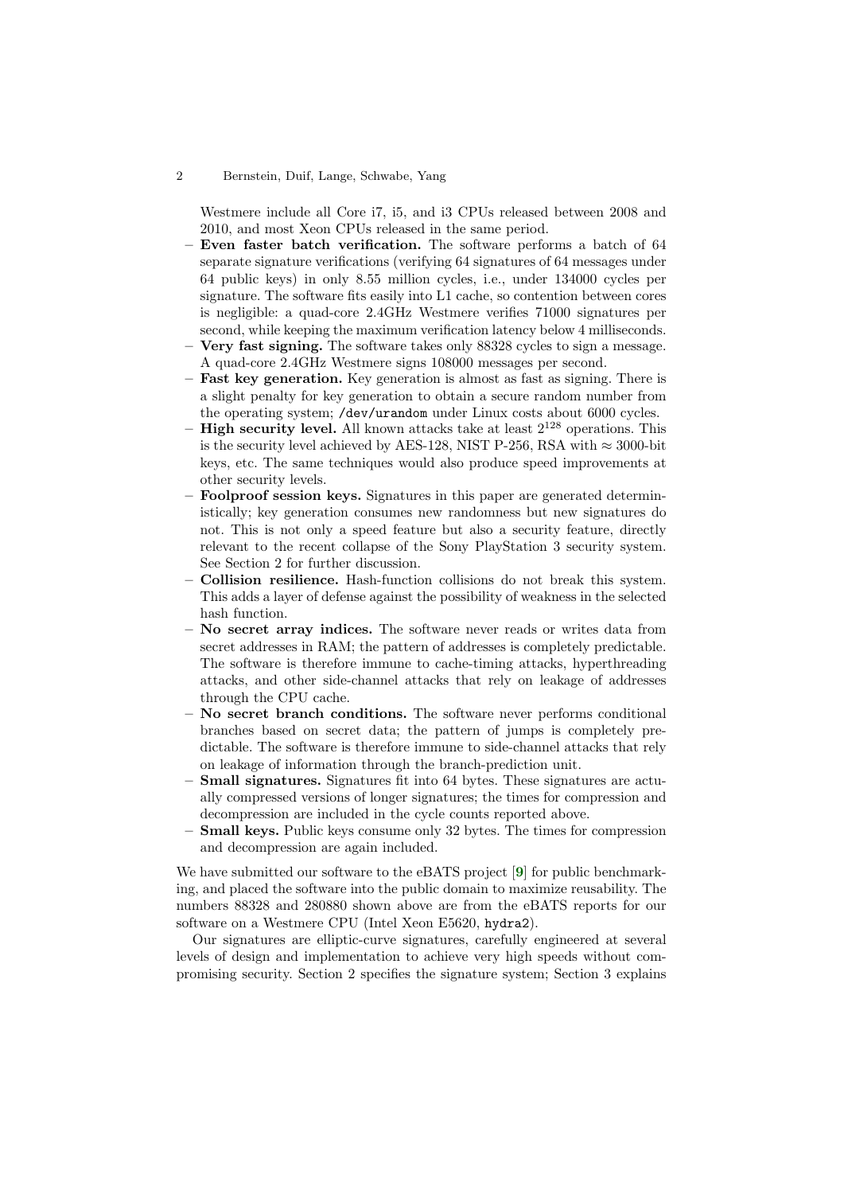Westmere include all Core i7, i5, and i3 CPUs released between 2008 and 2010, and most Xeon CPUs released in the same period.

- **Even faster batch verification.** The software performs a batch of 64 separate signature verifications (verifying 64 signatures of 64 messages under 64 public keys) in only 8.55 million cycles, i.e., under 134000 cycles per signature. The software fits easily into L1 cache, so contention between cores is negligible: a quad-core 2.4GHz Westmere verifies 71000 signatures per second, while keeping the maximum verification latency below 4 milliseconds.
- **Very fast signing.** The software takes only 88328 cycles to sign a message. A quad-core 2.4GHz Westmere signs 108000 messages per second.
- **Fast key generation.** Key generation is almost as fast as signing. There is a slight penalty for key generation to obtain a secure random number from the operating system; `/dev/urandom` under Linux costs about 6000 cycles.
- **High security level.** All known attacks take at least $2^{128}$ operations. This is the security level achieved by AES-128, NIST P-256, RSA with $\approx 3000$-bit keys, etc. The same techniques would also produce speed improvements at other security levels.
- **Foolproof session keys.** Signatures in this paper are generated deterministically; key generation consumes new randomness but new signatures do not. This is not only a speed feature but also a security feature, directly relevant to the recent collapse of the Sony PlayStation 3 security system. See Section 2 for further discussion.
- **Collision resilience.** Hash-function collisions do not break this system. This adds a layer of defense against the possibility of weakness in the selected hash function.
- **No secret array indices.** The software never reads or writes data from secret addresses in RAM; the pattern of addresses is completely predictable. The software is therefore immune to cache-timing attacks, hyperthreading attacks, and other side-channel attacks that rely on leakage of addresses through the CPU cache.
- **No secret branch conditions.** The software never performs conditional branches based on secret data; the pattern of jumps is completely predictable. The software is therefore immune to side-channel attacks that rely on leakage of information through the branch-prediction unit.
- **Small signatures.** Signatures fit into 64 bytes. These signatures are actually compressed versions of longer signatures; the times for compression and decompression are included in the cycle counts reported above.
- **Small keys.** Public keys consume only 32 bytes. The times for compression and decompression are again included.

We have submitted our software to the eBATS project [9] for public benchmarking, and placed the software into the public domain to maximize reusability. The numbers 88328 and 280880 shown above are from the eBATS reports for our software on a Westmere CPU (Intel Xeon E5620, `hydra2`).

Our signatures are elliptic-curve signatures, carefully engineered at several levels of design and implementation to achieve very high speeds without compromising security. Section 2 specifies the signature system; Section 3 explains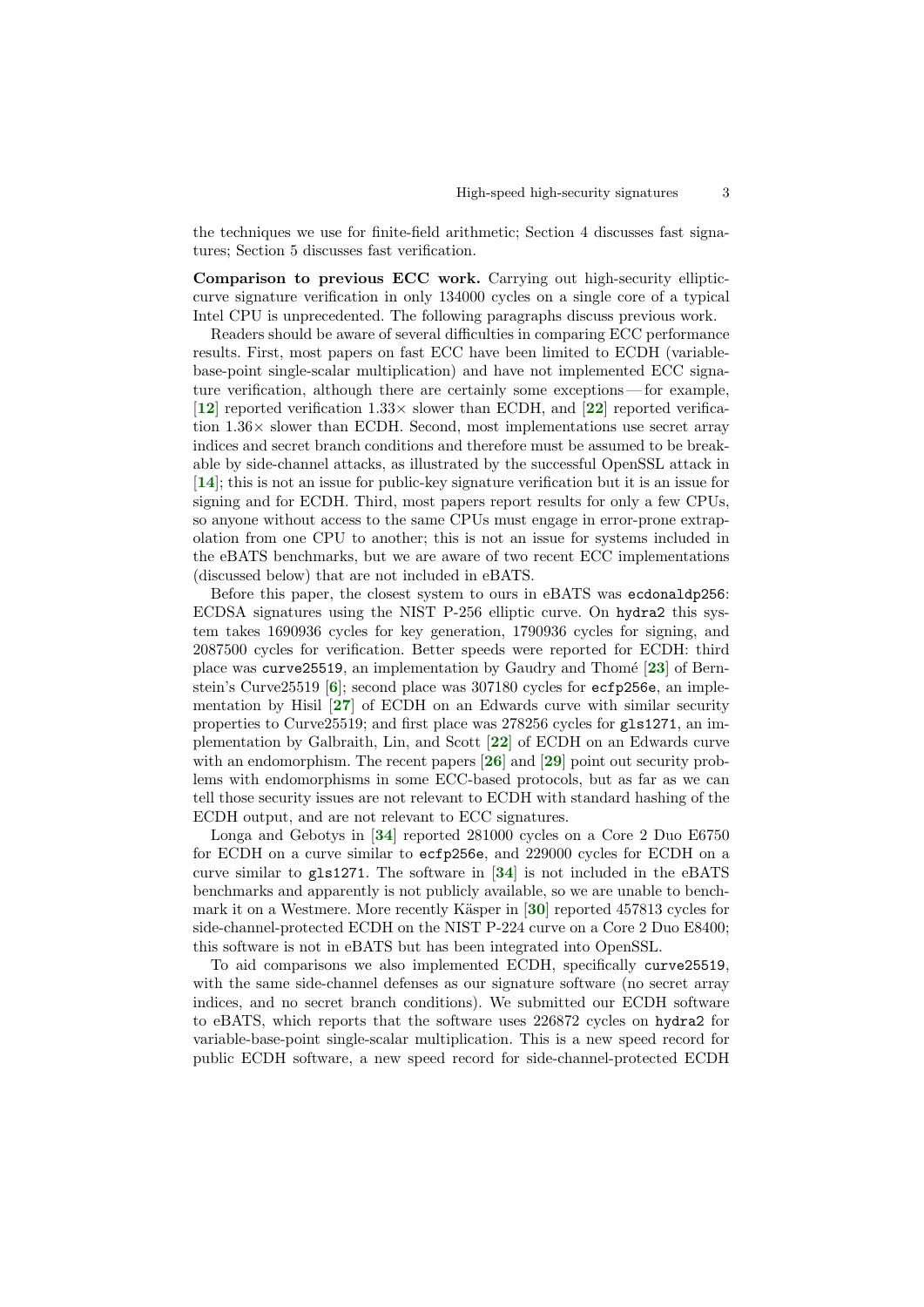the techniques we use for finite-field arithmetic; Section 4 discusses fast signatures; Section 5 discusses fast verification.

**Comparison to previous ECC work.** Carrying out high-security elliptic-curve signature verification in only 134000 cycles on a single core of a typical Intel CPU is unprecedented. The following paragraphs discuss previous work.

Readers should be aware of several difficulties in comparing ECC performance results. First, most papers on fast ECC have been limited to ECDH (variable-base-point single-scalar multiplication) and have not implemented ECC signature verification, although there are certainly some exceptions — for example, [12] reported verification 1.33× slower than ECDH, and [22] reported verification 1.36× slower than ECDH. Second, most implementations use secret array indices and secret branch conditions and therefore must be assumed to be breakable by side-channel attacks, as illustrated by the successful OpenSSL attack in [14]; this is not an issue for public-key signature verification but it is an issue for signing and for ECDH. Third, most papers report results for only a few CPUs, so anyone without access to the same CPUs must engage in error-prone extrapolation from one CPU to another; this is not an issue for systems included in the eBATS benchmarks, but we are aware of two recent ECC implementations (discussed below) that are not included in eBATS.

Before this paper, the closest system to ours in eBATS was `ecdonaldp256`: ECDSA signatures using the NIST P-256 elliptic curve. On `hydra2` this system takes 1690936 cycles for key generation, 1790936 cycles for signing, and 2087500 cycles for verification. Better speeds were reported for ECDH: third place was `curve25519`, an implementation by Gaudry and Thomé [23] of Bernstein's Curve25519 [6]; second place was 307180 cycles for `ecfp256e`, an implementation by Hisil [27] of ECDH on an Edwards curve with similar security properties to Curve25519; and first place was 278256 cycles for `gls1271`, an implementation by Galbraith, Lin, and Scott [22] of ECDH on an Edwards curve with an endomorphism. The recent papers [26] and [29] point out security problems with endomorphisms in some ECC-based protocols, but as far as we can tell those security issues are not relevant to ECDH with standard hashing of the ECDH output, and are not relevant to ECC signatures.

Longa and Gebotys in [34] reported 281000 cycles on a Core 2 Duo E6750 for ECDH on a curve similar to `ecfp256e`, and 229000 cycles for ECDH on a curve similar to `gls1271`. The software in [34] is not included in the eBATS benchmarks and apparently is not publicly available, so we are unable to benchmark it on a Westmere. More recently Käsper in [30] reported 457813 cycles for side-channel-protected ECDH on the NIST P-224 curve on a Core 2 Duo E8400; this software is not in eBATS but has been integrated into OpenSSL.

To aid comparisons we also implemented ECDH, specifically `curve25519`, with the same side-channel defenses as our signature software (no secret array indices, and no secret branch conditions). We submitted our ECDH software to eBATS, which reports that the software uses 226872 cycles on `hydra2` for variable-base-point single-scalar multiplication. This is a new speed record for public ECDH software, a new speed record for side-channel-protected ECDH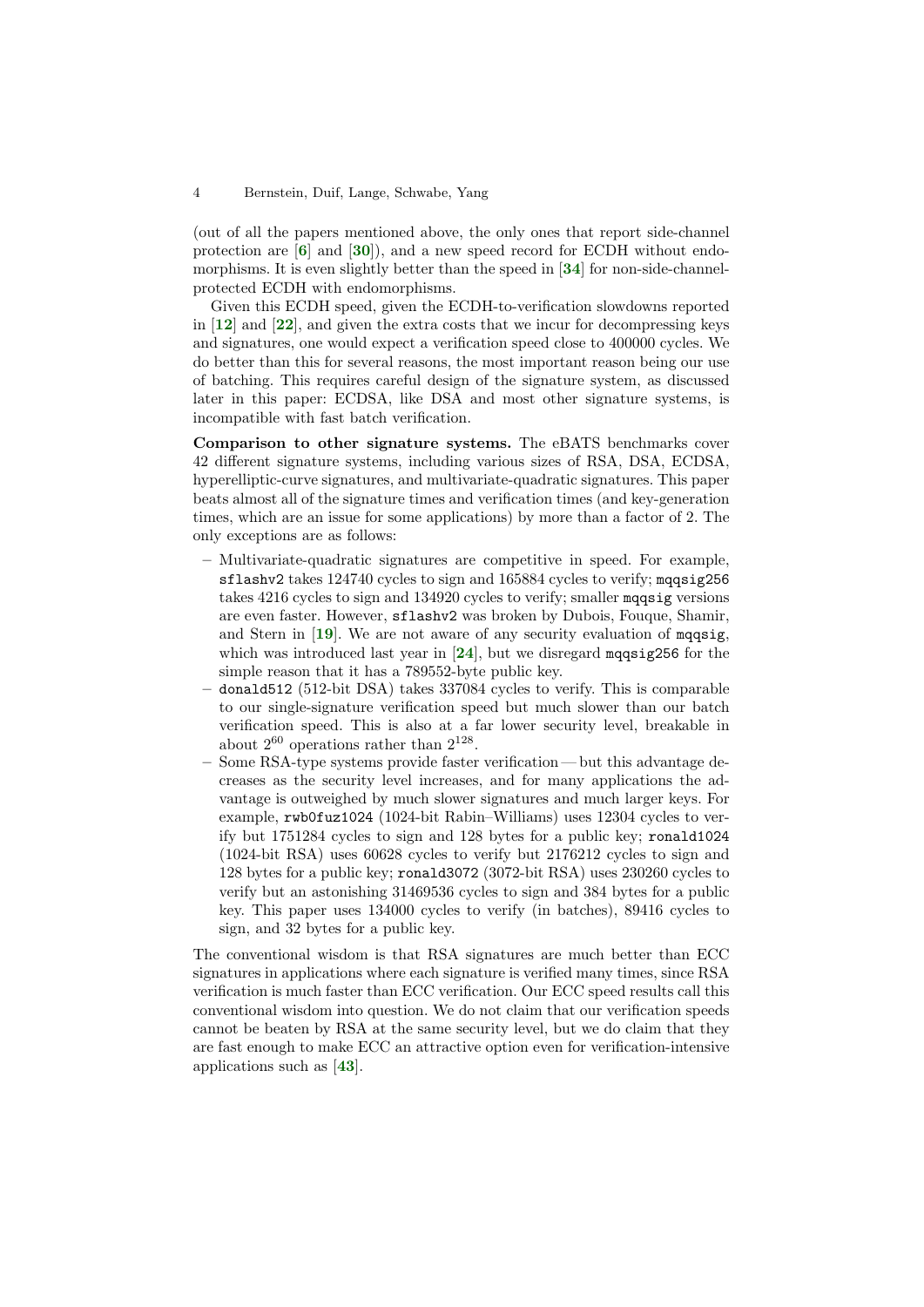(out of all the papers mentioned above, the only ones that report side-channel protection are [6] and [30]), and a new speed record for ECDH without endomorphisms. It is even slightly better than the speed in [34] for non-side-channel-protected ECDH with endomorphisms.

Given this ECDH speed, given the ECDH-to-verification slowdowns reported in [12] and [22], and given the extra costs that we incur for decompressing keys and signatures, one would expect a verification speed close to 400000 cycles. We do better than this for several reasons, the most important reason being our use of batching. This requires careful design of the signature system, as discussed later in this paper: ECDSA, like DSA and most other signature systems, is incompatible with fast batch verification.

**Comparison to other signature systems.** The eBATS benchmarks cover 42 different signature systems, including various sizes of RSA, DSA, ECDSA, hyperelliptic-curve signatures, and multivariate-quadratic signatures. This paper beats almost all of the signature times and verification times (and key-generation times, which are an issue for some applications) by more than a factor of 2. The only exceptions are as follows:

– Multivariate-quadratic signatures are competitive in speed. For example, `sflashv2` takes 124740 cycles to sign and 165884 cycles to verify; `mqqsig256` takes 4216 cycles to sign and 134920 cycles to verify; smaller `mqqsig` versions are even faster. However, `sflashv2` was broken by Dubois, Fouque, Shamir, and Stern in [19]. We are not aware of any security evaluation of `mqqsig`, which was introduced last year in [24], but we disregard `mqqsig256` for the simple reason that it has a 789552-byte public key.

– `donald512` (512-bit DSA) takes 337084 cycles to verify. This is comparable to our single-signature verification speed but much slower than our batch verification speed. This is also at a far lower security level, breakable in about $2^{60}$ operations rather than $2^{128}$.

– Some RSA-type systems provide faster verification — but this advantage decreases as the security level increases, and for many applications the advantage is outweighed by much slower signatures and much larger keys. For example, `rwb0fuz1024` (1024-bit Rabin–Williams) uses 12304 cycles to verify but 1751284 cycles to sign and 128 bytes for a public key; `ronald1024` (1024-bit RSA) uses 60628 cycles to verify but 2176212 cycles to sign and 128 bytes for a public key; `ronald3072` (3072-bit RSA) uses 230260 cycles to verify but an astonishing 31469536 cycles to sign and 384 bytes for a public key. This paper uses 134000 cycles to verify (in batches), 89416 cycles to sign, and 32 bytes for a public key.

The conventional wisdom is that RSA signatures are much better than ECC signatures in applications where each signature is verified many times, since RSA verification is much faster than ECC verification. Our ECC speed results call this conventional wisdom into question. We do not claim that our verification speeds cannot be beaten by RSA at the same security level, but we do claim that they are fast enough to make ECC an attractive option even for verification-intensive applications such as [43].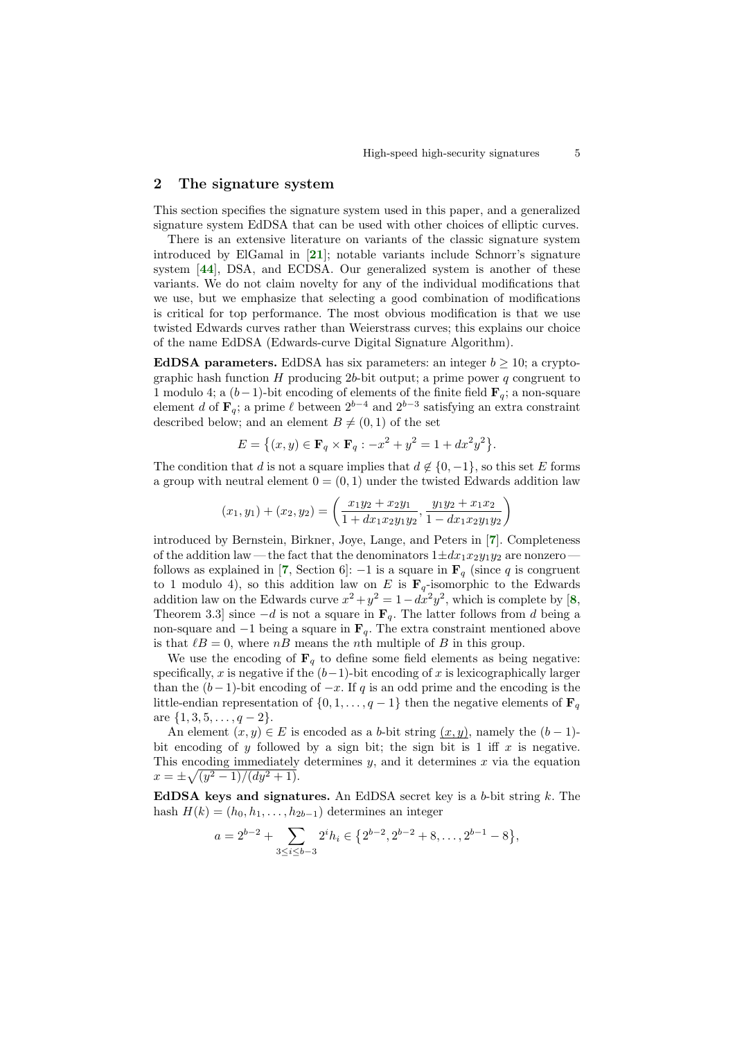## 2 The signature system

This section specifies the signature system used in this paper, and a generalized signature system EdDSA that can be used with other choices of elliptic curves.

There is an extensive literature on variants of the classic signature system introduced by ElGamal in [**21**]; notable variants include Schnorr's signature system [**44**], DSA, and ECDSA. Our generalized system is another of these variants. We do not claim novelty for any of the individual modifications that we use, but we emphasize that selecting a good combination of modifications is critical for top performance. The most obvious modification is that we use twisted Edwards curves rather than Weierstrass curves; this explains our choice of the name EdDSA (Edwards-curve Digital Signature Algorithm).

**EdDSA parameters.** EdDSA has six parameters: an integer $b \geq 10$; a cryptographic hash function $H$ producing $2b$-bit output; a prime power $q$ congruent to 1 modulo 4; a $(b-1)$-bit encoding of elements of the finite field $\mathbf{F}_q$; a non-square element $d$ of $\mathbf{F}_q$; a prime $\ell$ between $2^{b-4}$ and $2^{b-3}$ satisfying an extra constraint described below; and an element $B \neq (0,1)$ of the set

$$E = \left\{(x,y) \in \mathbf{F}_q \times \mathbf{F}_q : -x^2 + y^2 = 1 + dx^2y^2\right\}.$$

The condition that $d$ is not a square implies that $d \notin \{0, -1\}$, so this set $E$ forms a group with neutral element $0 = (0,1)$ under the twisted Edwards addition law

$$(x_1, y_1) + (x_2, y_2) = \left(\frac{x_1y_2 + x_2y_1}{1 + dx_1x_2y_1y_2}, \frac{y_1y_2 + x_1x_2}{1 - dx_1x_2y_1y_2}\right)$$

introduced by Bernstein, Birkner, Joye, Lange, and Peters in [**7**]. Completeness of the addition law — the fact that the denominators $1 \pm dx_1x_2y_1y_2$ are nonzero — follows as explained in [**7**, Section 6]: $-1$ is a square in $\mathbf{F}_q$ (since $q$ is congruent to 1 modulo 4), so this addition law on $E$ is $\mathbf{F}_q$-isomorphic to the Edwards addition law on the Edwards curve $x^2 + y^2 = 1 - dx^2y^2$, which is complete by [**8**, Theorem 3.3] since $-d$ is not a square in $\mathbf{F}_q$. The latter follows from $d$ being a non-square and $-1$ being a square in $\mathbf{F}_q$. The extra constraint mentioned above is that $\ell B = 0$, where $nB$ means the $n$th multiple of $B$ in this group.

We use the encoding of $\mathbf{F}_q$ to define some field elements as being negative: specifically, $x$ is negative if the $(b-1)$-bit encoding of $x$ is lexicographically larger than the $(b-1)$-bit encoding of $-x$. If $q$ is an odd prime and the encoding is the little-endian representation of $\{0, 1, \ldots, q-1\}$ then the negative elements of $\mathbf{F}_q$ are $\{1, 3, 5, \ldots, q-2\}$.

An element $(x, y) \in E$ is encoded as a $b$-bit string $\underline{(x,y)}$, namely the $(b-1)$-bit encoding of $y$ followed by a sign bit; the sign bit is 1 iff $x$ is negative. This encoding immediately determines $y$, and it determines $x$ via the equation $x = \pm\sqrt{(y^2-1)/(dy^2+1)}$.

**EdDSA keys and signatures.** An EdDSA secret key is a $b$-bit string $k$. The hash $H(k) = (h_0, h_1, \ldots, h_{2b-1})$ determines an integer

$$a = 2^{b-2} + \sum_{3 \leq i \leq b-3} 2^i h_i \in \left\{2^{b-2}, 2^{b-2} + 8, \ldots, 2^{b-1} - 8\right\},$$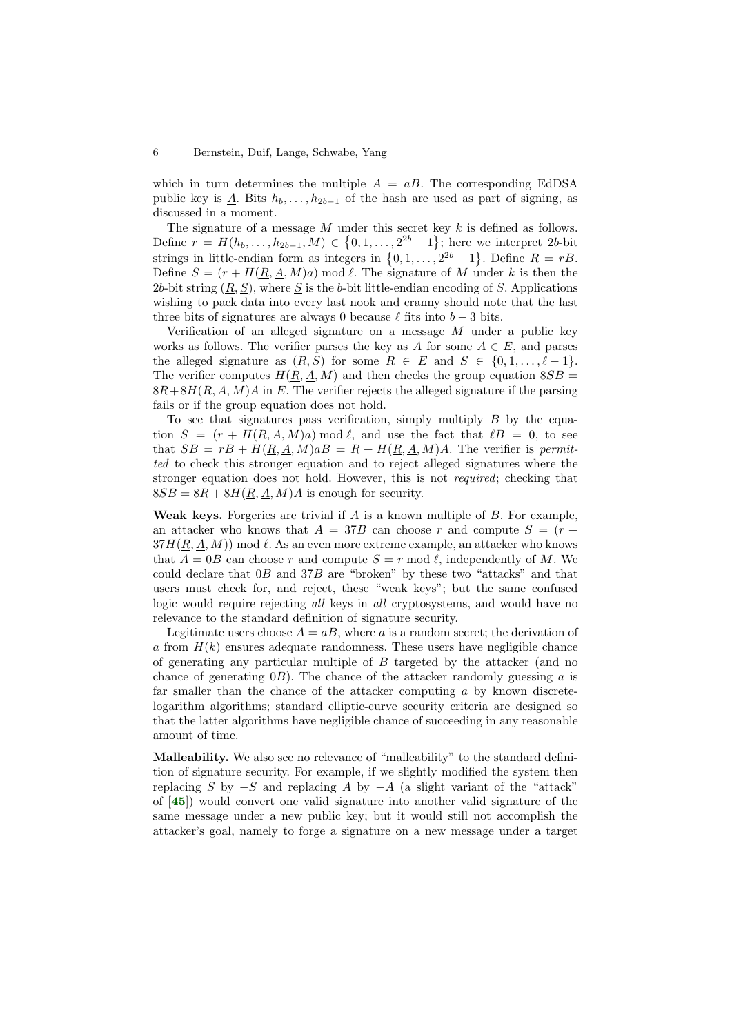which in turn determines the multiple $A = aB$. The corresponding EdDSA public key is $\underline{A}$. Bits $h_b, \ldots, h_{2b-1}$ of the hash are used as part of signing, as discussed in a moment.

The signature of a message $M$ under this secret key $k$ is defined as follows. Define $r = H(h_b, \ldots, h_{2b-1}, M) \in \{0, 1, \ldots, 2^{2b} - 1\}$; here we interpret $2b$-bit strings in little-endian form as integers in $\{0, 1, \ldots, 2^{2b} - 1\}$. Define $R = rB$. Define $S = (r + H(\underline{R}, \underline{A}, M)a) \bmod \ell$. The signature of $M$ under $k$ is then the $2b$-bit string $(\underline{R}, \underline{S})$, where $\underline{S}$ is the $b$-bit little-endian encoding of $S$. Applications wishing to pack data into every last nook and cranny should note that the last three bits of signatures are always 0 because $\ell$ fits into $b - 3$ bits.

Verification of an alleged signature on a message $M$ under a public key works as follows. The verifier parses the key as $\underline{A}$ for some $A \in E$, and parses the alleged signature as $(\underline{R}, \underline{S})$ for some $R \in E$ and $S \in \{0, 1, \ldots, \ell - 1\}$. The verifier computes $H(\underline{R}, \underline{A}, M)$ and then checks the group equation $8SB = 8R + 8H(\underline{R}, \underline{A}, M)A$ in $E$. The verifier rejects the alleged signature if the parsing fails or if the group equation does not hold.

To see that signatures pass verification, simply multiply $B$ by the equation $S = (r + H(\underline{R}, \underline{A}, M)a) \bmod \ell$, and use the fact that $\ell B = 0$, to see that $SB = rB + H(\underline{R}, \underline{A}, M)aB = R + H(\underline{R}, \underline{A}, M)A$. The verifier is *permitted* to check this stronger equation and to reject alleged signatures where the stronger equation does not hold. However, this is not *required*; checking that $8SB = 8R + 8H(\underline{R}, \underline{A}, M)A$ is enough for security.

**Weak keys.** Forgeries are trivial if $A$ is a known multiple of $B$. For example, an attacker who knows that $A = 37B$ can choose $r$ and compute $S = (r + 37H(\underline{R}, \underline{A}, M)) \bmod \ell$. As an even more extreme example, an attacker who knows that $A = 0B$ can choose $r$ and compute $S = r \bmod \ell$, independently of $M$. We could declare that $0B$ and $37B$ are "broken" by these two "attacks" and that users must check for, and reject, these "weak keys"; but the same confused logic would require rejecting *all* keys in *all* cryptosystems, and would have no relevance to the standard definition of signature security.

Legitimate users choose $A = aB$, where $a$ is a random secret; the derivation of $a$ from $H(k)$ ensures adequate randomness. These users have negligible chance of generating any particular multiple of $B$ targeted by the attacker (and no chance of generating $0B$). The chance of the attacker randomly guessing $a$ is far smaller than the chance of the attacker computing $a$ by known discrete-logarithm algorithms; standard elliptic-curve security criteria are designed so that the latter algorithms have negligible chance of succeeding in any reasonable amount of time.

**Malleability.** We also see no relevance of "malleability" to the standard definition of signature security. For example, if we slightly modified the system then replacing $S$ by $-S$ and replacing $A$ by $-A$ (a slight variant of the "attack" of [45]) would convert one valid signature into another valid signature of the same message under a new public key; but it would still not accomplish the attacker's goal, namely to forge a signature on a new message under a target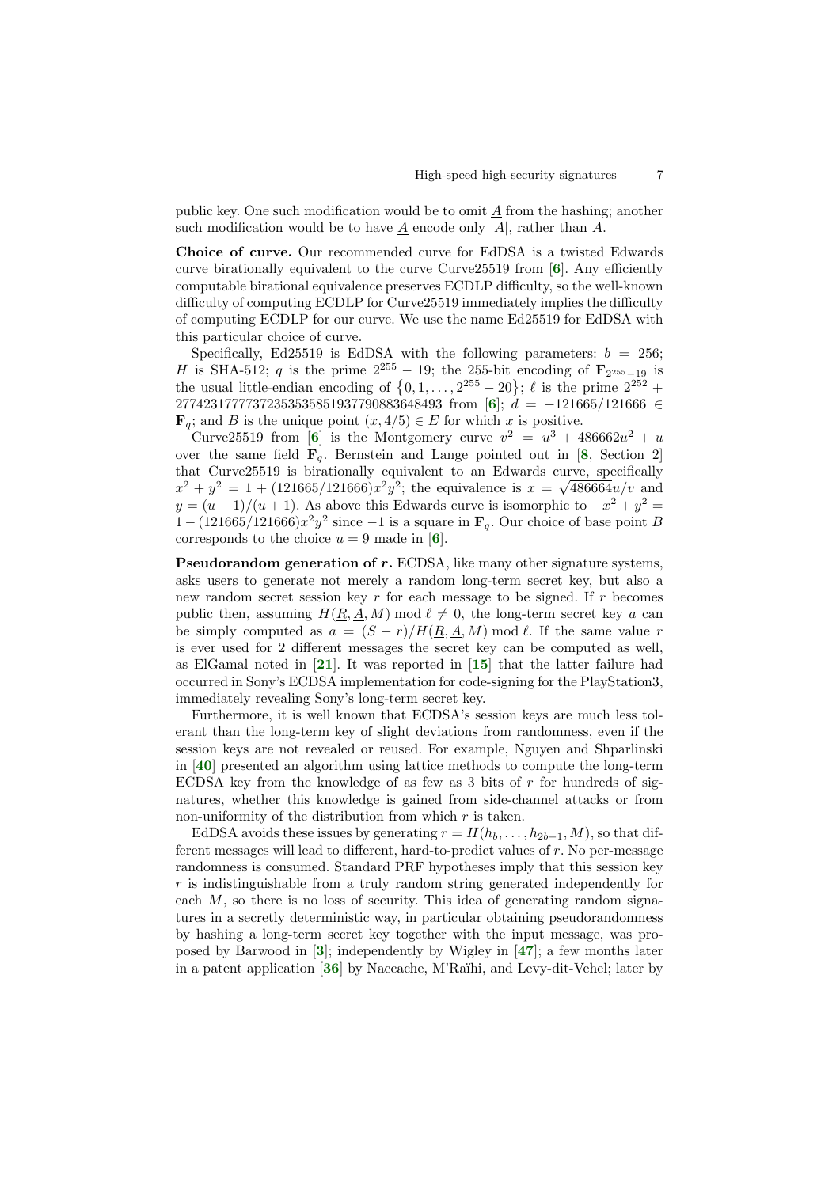public key. One such modification would be to omit $\underline{A}$ from the hashing; another such modification would be to have $\underline{A}$ encode only $|A|$, rather than $A$.

**Choice of curve.** Our recommended curve for EdDSA is a twisted Edwards curve birationally equivalent to the curve Curve25519 from [6]. Any efficiently computable birational equivalence preserves ECDLP difficulty, so the well-known difficulty of computing ECDLP for Curve25519 immediately implies the difficulty of computing ECDLP for our curve. We use the name Ed25519 for EdDSA with this particular choice of curve.

Specifically, Ed25519 is EdDSA with the following parameters: $b = 256$; $H$ is SHA-512; $q$ is the prime $2^{255} - 19$; the 255-bit encoding of $\mathbf{F}_{2^{255}-19}$ is the usual little-endian encoding of $\{0, 1, \ldots, 2^{255} - 20\}$; $\ell$ is the prime $2^{252} + 27742317777372353535851937790883648493$ from [6]; $d = -121665/121666 \in \mathbf{F}_q$; and $B$ is the unique point $(x, 4/5) \in E$ for which $x$ is positive.

Curve25519 from [6] is the Montgomery curve $v^2 = u^3 + 486662u^2 + u$ over the same field $\mathbf{F}_q$. Bernstein and Lange pointed out in [8, Section 2] that Curve25519 is birationally equivalent to an Edwards curve, specifically $x^2 + y^2 = 1 + (121665/121666)x^2y^2$; the equivalence is $x = \sqrt{486664}u/v$ and $y = (u-1)/(u+1)$. As above this Edwards curve is isomorphic to $-x^2 + y^2 = 1 - (121665/121666)x^2y^2$ since $-1$ is a square in $\mathbf{F}_q$. Our choice of base point $B$ corresponds to the choice $u = 9$ made in [6].

**Pseudorandom generation of $r$.** ECDSA, like many other signature systems, asks users to generate not merely a random long-term secret key, but also a new random secret session key $r$ for each message to be signed. If $r$ becomes public then, assuming $H(\underline{R}, \underline{A}, M) \bmod \ell \neq 0$, the long-term secret key $a$ can be simply computed as $a = (S - r)/H(\underline{R}, \underline{A}, M) \bmod \ell$. If the same value $r$ is ever used for 2 different messages the secret key can be computed as well, as ElGamal noted in [21]. It was reported in [15] that the latter failure had occurred in Sony's ECDSA implementation for code-signing for the PlayStation3, immediately revealing Sony's long-term secret key.

Furthermore, it is well known that ECDSA's session keys are much less tolerant than the long-term key of slight deviations from randomness, even if the session keys are not revealed or reused. For example, Nguyen and Shparlinski in [40] presented an algorithm using lattice methods to compute the long-term ECDSA key from the knowledge of as few as 3 bits of $r$ for hundreds of signatures, whether this knowledge is gained from side-channel attacks or from non-uniformity of the distribution from which $r$ is taken.

EdDSA avoids these issues by generating $r = H(h_b, \ldots, h_{2b-1}, M)$, so that different messages will lead to different, hard-to-predict values of $r$. No per-message randomness is consumed. Standard PRF hypotheses imply that this session key $r$ is indistinguishable from a truly random string generated independently for each $M$, so there is no loss of security. This idea of generating random signatures in a secretly deterministic way, in particular obtaining pseudorandomness by hashing a long-term secret key together with the input message, was proposed by Barwood in [3]; independently by Wigley in [47]; a few months later in a patent application [36] by Naccache, M'Raïhi, and Levy-dit-Vehel; later by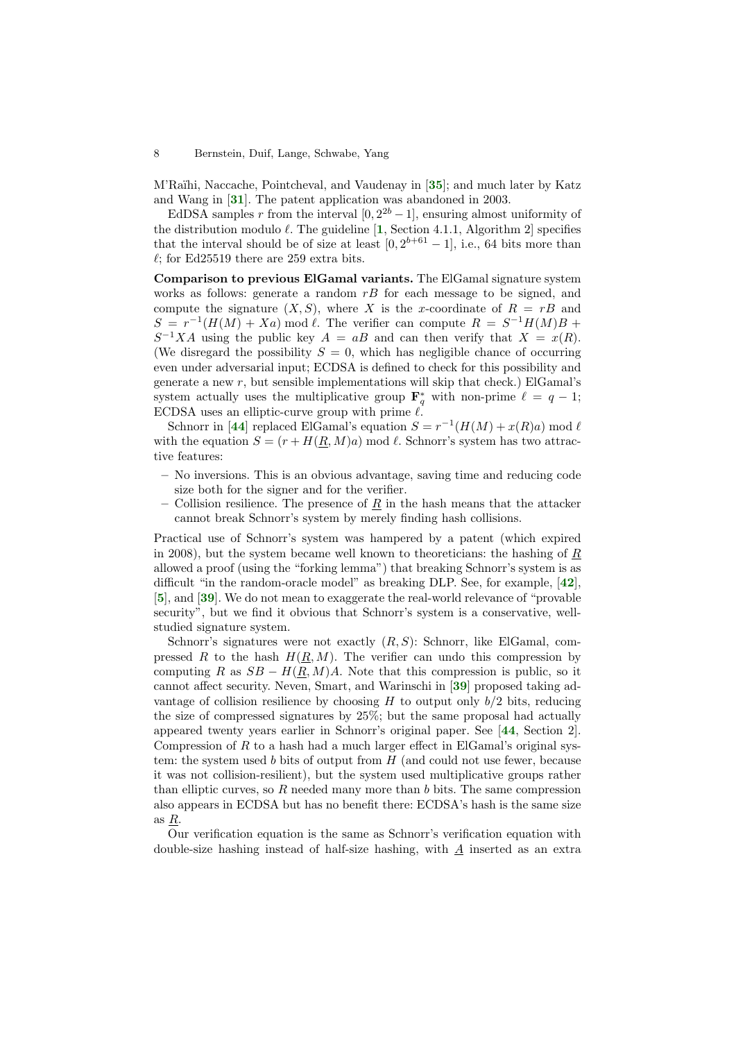M'Raïhi, Naccache, Pointcheval, and Vaudenay in [35]; and much later by Katz and Wang in [31]. The patent application was abandoned in 2003.

EdDSA samples $r$ from the interval $[0, 2^{2b} - 1]$, ensuring almost uniformity of the distribution modulo $\ell$. The guideline [1, Section 4.1.1, Algorithm 2] specifies that the interval should be of size at least $[0, 2^{b+61} - 1]$, i.e., 64 bits more than $\ell$; for Ed25519 there are 259 extra bits.

**Comparison to previous ElGamal variants.** The ElGamal signature system works as follows: generate a random $rB$ for each message to be signed, and compute the signature $(X, S)$, where $X$ is the $x$-coordinate of $R = rB$ and $S = r^{-1}(H(M) + Xa) \bmod \ell$. The verifier can compute $R = S^{-1}H(M)B + S^{-1}XA$ using the public key $A = aB$ and can then verify that $X = x(R)$. (We disregard the possibility $S = 0$, which has negligible chance of occurring even under adversarial input; ECDSA is defined to check for this possibility and generate a new $r$, but sensible implementations will skip that check.) ElGamal's system actually uses the multiplicative group $\mathbf{F}_q^*$ with non-prime $\ell = q - 1$; ECDSA uses an elliptic-curve group with prime $\ell$.

Schnorr in [44] replaced ElGamal's equation $S = r^{-1}(H(M) + x(R)a) \bmod \ell$ with the equation $S = (r + H(\underline{R}, M)a) \bmod \ell$. Schnorr's system has two attractive features:

- No inversions. This is an obvious advantage, saving time and reducing code size both for the signer and for the verifier.
- Collision resilience. The presence of $\underline{R}$ in the hash means that the attacker cannot break Schnorr's system by merely finding hash collisions.

Practical use of Schnorr's system was hampered by a patent (which expired in 2008), but the system became well known to theoreticians: the hashing of $\underline{R}$ allowed a proof (using the "forking lemma") that breaking Schnorr's system is as difficult "in the random-oracle model" as breaking DLP. See, for example, [42], [5], and [39]. We do not mean to exaggerate the real-world relevance of "provable security", but we find it obvious that Schnorr's system is a conservative, well-studied signature system.

Schnorr's signatures were not exactly $(R, S)$: Schnorr, like ElGamal, compressed $R$ to the hash $H(\underline{R}, M)$. The verifier can undo this compression by computing $R$ as $SB - H(\underline{R}, M)A$. Note that this compression is public, so it cannot affect security. Neven, Smart, and Warinschi in [39] proposed taking advantage of collision resilience by choosing $H$ to output only $b/2$ bits, reducing the size of compressed signatures by 25%; but the same proposal had actually appeared twenty years earlier in Schnorr's original paper. See [44, Section 2]. Compression of $R$ to a hash had a much larger effect in ElGamal's original system: the system used $b$ bits of output from $H$ (and could not use fewer, because it was not collision-resilient), but the system used multiplicative groups rather than elliptic curves, so $R$ needed many more than $b$ bits. The same compression also appears in ECDSA but has no benefit there: ECDSA's hash is the same size as $\underline{R}$.

Our verification equation is the same as Schnorr's verification equation with double-size hashing instead of half-size hashing, with $\underline{A}$ inserted as an extra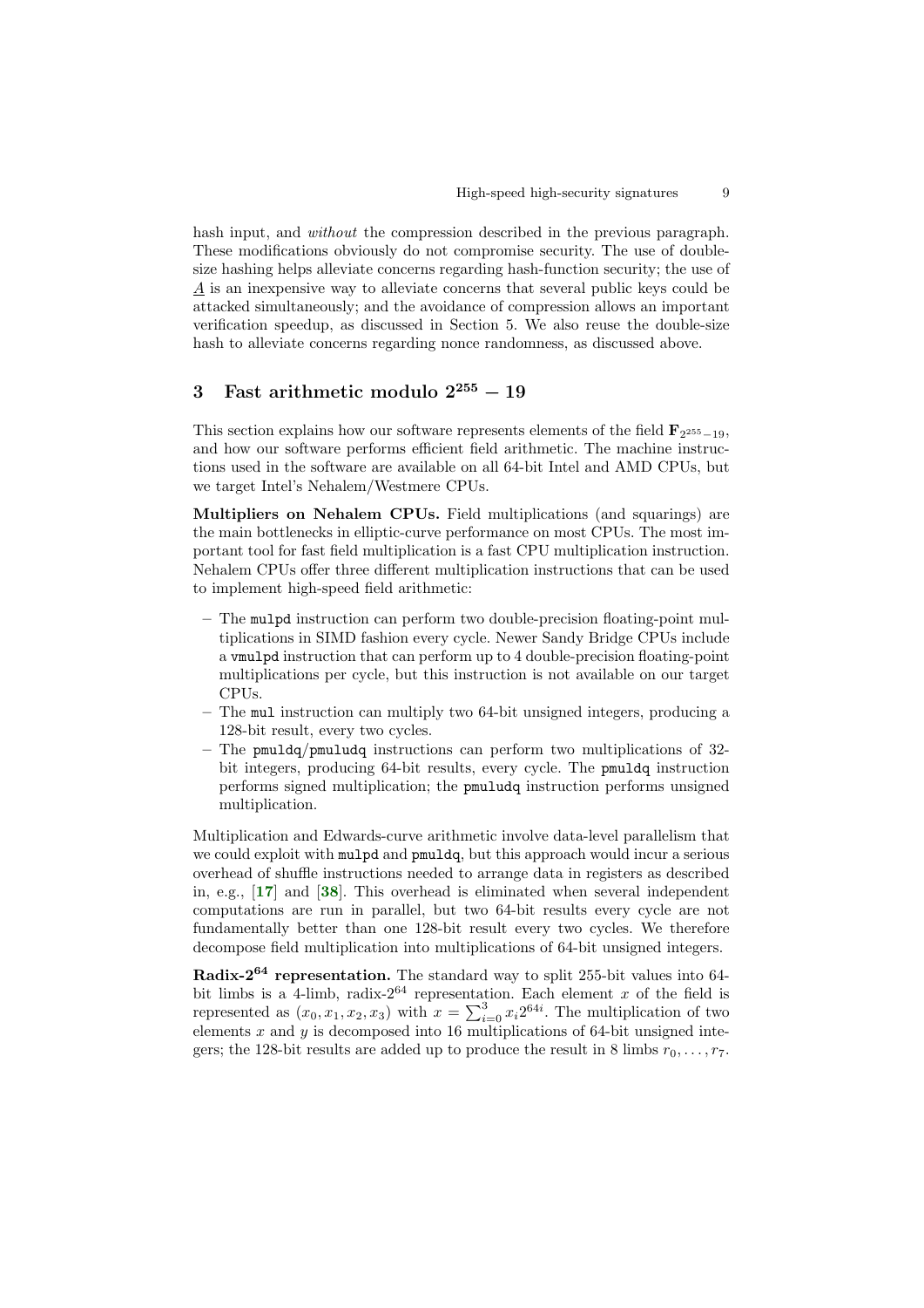hash input, and *without* the compression described in the previous paragraph. These modifications obviously do not compromise security. The use of double-size hashing helps alleviate concerns regarding hash-function security; the use of $\underline{A}$ is an inexpensive way to alleviate concerns that several public keys could be attacked simultaneously; and the avoidance of compression allows an important verification speedup, as discussed in Section 5. We also reuse the double-size hash to alleviate concerns regarding nonce randomness, as discussed above.

## 3 Fast arithmetic modulo $2^{255} - 19$

This section explains how our software represents elements of the field $\mathbf{F}_{2^{255}-19}$, and how our software performs efficient field arithmetic. The machine instructions used in the software are available on all 64-bit Intel and AMD CPUs, but we target Intel's Nehalem/Westmere CPUs.

**Multipliers on Nehalem CPUs.** Field multiplications (and squarings) are the main bottlenecks in elliptic-curve performance on most CPUs. The most important tool for fast field multiplication is a fast CPU multiplication instruction. Nehalem CPUs offer three different multiplication instructions that can be used to implement high-speed field arithmetic:

- The `mulpd` instruction can perform two double-precision floating-point multiplications in SIMD fashion every cycle. Newer Sandy Bridge CPUs include a `vmulpd` instruction that can perform up to 4 double-precision floating-point multiplications per cycle, but this instruction is not available on our target CPUs.
- The `mul` instruction can multiply two 64-bit unsigned integers, producing a 128-bit result, every two cycles.
- The `pmuldq`/`pmuludq` instructions can perform two multiplications of 32-bit integers, producing 64-bit results, every cycle. The `pmuldq` instruction performs signed multiplication; the `pmuludq` instruction performs unsigned multiplication.

Multiplication and Edwards-curve arithmetic involve data-level parallelism that we could exploit with `mulpd` and `pmuldq`, but this approach would incur a serious overhead of shuffle instructions needed to arrange data in registers as described in, e.g., [17] and [38]. This overhead is eliminated when several independent computations are run in parallel, but two 64-bit results every cycle are not fundamentally better than one 128-bit result every two cycles. We therefore decompose field multiplication into multiplications of 64-bit unsigned integers.

**Radix-$2^{64}$ representation.** The standard way to split 255-bit values into 64-bit limbs is a 4-limb, radix-$2^{64}$ representation. Each element $x$ of the field is represented as $(x_0, x_1, x_2, x_3)$ with $x = \sum_{i=0}^{3} x_i 2^{64i}$. The multiplication of two elements $x$ and $y$ is decomposed into 16 multiplications of 64-bit unsigned integers; the 128-bit results are added up to produce the result in 8 limbs $r_0, \ldots, r_7$.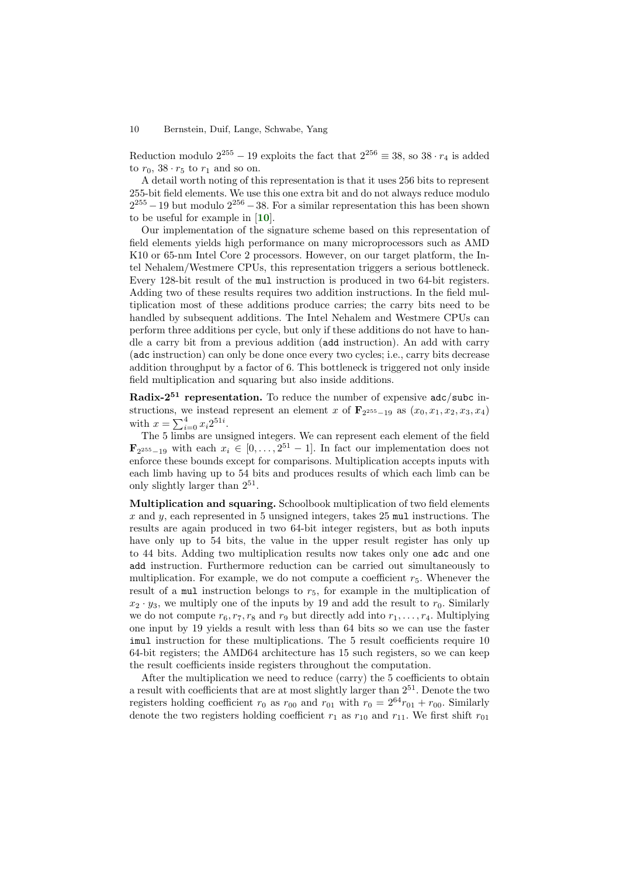Reduction modulo $2^{255} - 19$ exploits the fact that $2^{256} \equiv 38$, so $38 \cdot r_4$ is added to $r_0$, $38 \cdot r_5$ to $r_1$ and so on.

A detail worth noting of this representation is that it uses 256 bits to represent 255-bit field elements. We use this one extra bit and do not always reduce modulo $2^{255} - 19$ but modulo $2^{256} - 38$. For a similar representation this has been shown to be useful for example in [**10**].

Our implementation of the signature scheme based on this representation of field elements yields high performance on many microprocessors such as AMD K10 or 65-nm Intel Core 2 processors. However, on our target platform, the Intel Nehalem/Westmere CPUs, this representation triggers a serious bottleneck. Every 128-bit result of the `mul` instruction is produced in two 64-bit registers. Adding two of these results requires two addition instructions. In the field multiplication most of these additions produce carries; the carry bits need to be handled by subsequent additions. The Intel Nehalem and Westmere CPUs can perform three additions per cycle, but only if these additions do not have to handle a carry bit from a previous addition (`add` instruction). An add with carry (`adc` instruction) can only be done once every two cycles; i.e., carry bits decrease addition throughput by a factor of 6. This bottleneck is triggered not only inside field multiplication and squaring but also inside additions.

**Radix-$2^{51}$ representation.** To reduce the number of expensive `adc`/`subc` instructions, we instead represent an element $x$ of $\mathbf{F}_{2^{255}-19}$ as $(x_0, x_1, x_2, x_3, x_4)$ with $x = \sum_{i=0}^{4} x_i 2^{51i}$.

The 5 limbs are unsigned integers. We can represent each element of the field $\mathbf{F}_{2^{255}-19}$ with each $x_i \in [0, \ldots, 2^{51} - 1]$. In fact our implementation does not enforce these bounds except for comparisons. Multiplication accepts inputs with each limb having up to 54 bits and produces results of which each limb can be only slightly larger than $2^{51}$.

**Multiplication and squaring.** Schoolbook multiplication of two field elements $x$ and $y$, each represented in 5 unsigned integers, takes 25 `mul` instructions. The results are again produced in two 64-bit integer registers, but as both inputs have only up to 54 bits, the value in the upper result register has only up to 44 bits. Adding two multiplication results now takes only one `adc` and one `add` instruction. Furthermore reduction can be carried out simultaneously to multiplication. For example, we do not compute a coefficient $r_5$. Whenever the result of a `mul` instruction belongs to $r_5$, for example in the multiplication of $x_2 \cdot y_3$, we multiply one of the inputs by 19 and add the result to $r_0$. Similarly we do not compute $r_6, r_7, r_8$ and $r_9$ but directly add into $r_1, \ldots, r_4$. Multiplying one input by 19 yields a result with less than 64 bits so we can use the faster `imul` instruction for these multiplications. The 5 result coefficients require 10 64-bit registers; the AMD64 architecture has 15 such registers, so we can keep the result coefficients inside registers throughout the computation.

After the multiplication we need to reduce (carry) the 5 coefficients to obtain a result with coefficients that are at most slightly larger than $2^{51}$. Denote the two registers holding coefficient $r_0$ as $r_{00}$ and $r_{01}$ with $r_0 = 2^{64} r_{01} + r_{00}$. Similarly denote the two registers holding coefficient $r_1$ as $r_{10}$ and $r_{11}$. We first shift $r_{01}$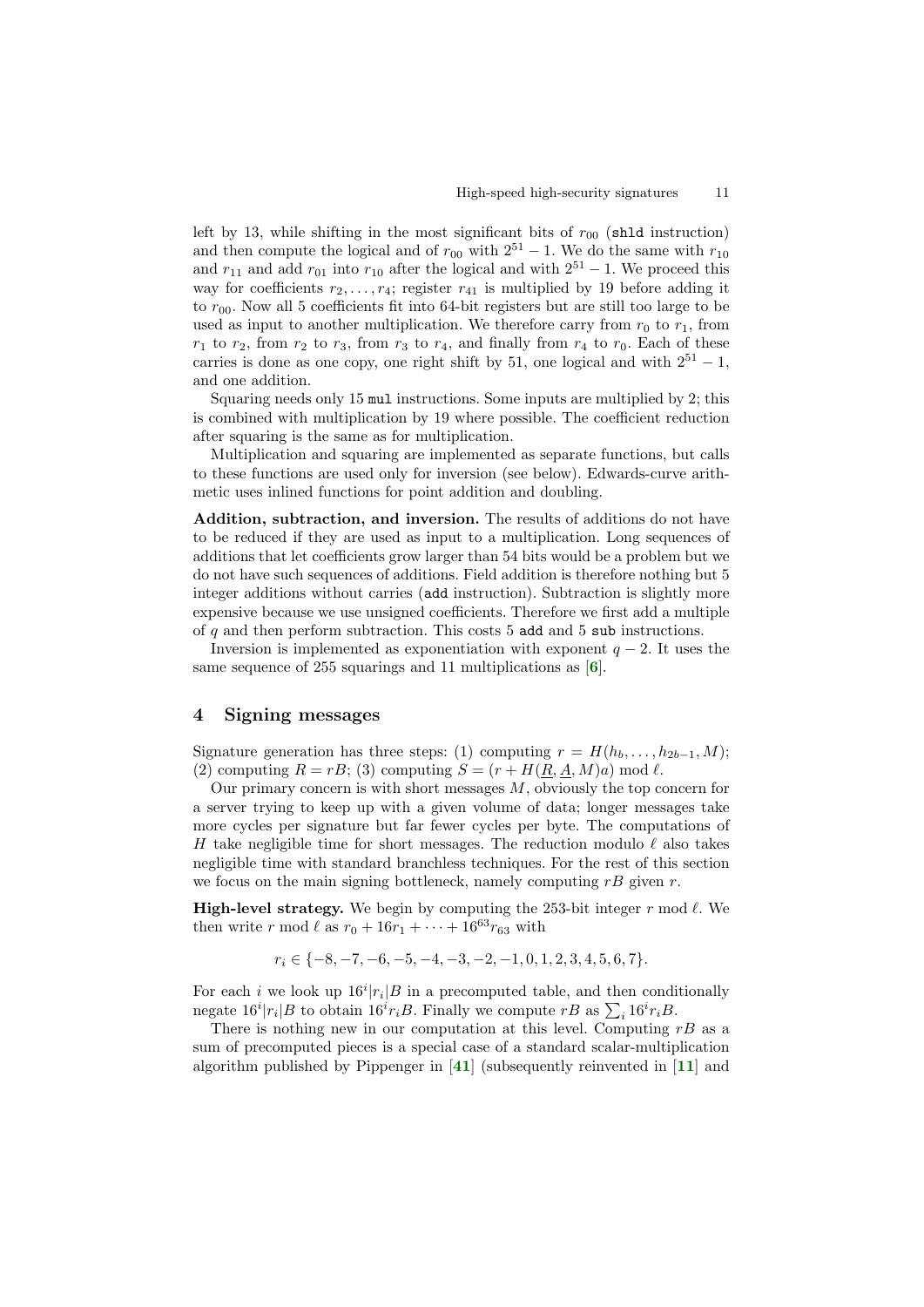left by 13, while shifting in the most significant bits of $r_{00}$ (`shld` instruction) and then compute the logical and of $r_{00}$ with $2^{51}-1$. We do the same with $r_{10}$ and $r_{11}$ and add $r_{01}$ into $r_{10}$ after the logical and with $2^{51}-1$. We proceed this way for coefficients $r_2, \dots, r_4$; register $r_{41}$ is multiplied by 19 before adding it to $r_{00}$. Now all 5 coefficients fit into 64-bit registers but are still too large to be used as input to another multiplication. We therefore carry from $r_0$ to $r_1$, from $r_1$ to $r_2$, from $r_2$ to $r_3$, from $r_3$ to $r_4$, and finally from $r_4$ to $r_0$. Each of these carries is done as one copy, one right shift by 51, one logical and with $2^{51}-1$, and one addition.

Squaring needs only 15 `mul` instructions. Some inputs are multiplied by 2; this is combined with multiplication by 19 where possible. The coefficient reduction after squaring is the same as for multiplication.

Multiplication and squaring are implemented as separate functions, but calls to these functions are used only for inversion (see below). Edwards-curve arithmetic uses inlined functions for point addition and doubling.

**Addition, subtraction, and inversion.** The results of additions do not have to be reduced if they are used as input to a multiplication. Long sequences of additions that let coefficients grow larger than 54 bits would be a problem but we do not have such sequences of additions. Field addition is therefore nothing but 5 integer additions without carries (`add` instruction). Subtraction is slightly more expensive because we use unsigned coefficients. Therefore we first add a multiple of $q$ and then perform subtraction. This costs 5 `add` and 5 `sub` instructions.

Inversion is implemented as exponentiation with exponent $q-2$. It uses the same sequence of 255 squarings and 11 multiplications as [6].

## 4 Signing messages

Signature generation has three steps: (1) computing $r = H(h_b, \dots, h_{2b-1}, M)$; (2) computing $R = rB$; (3) computing $S = (r + H(\underline{R}, \underline{A}, M)a) \bmod \ell$.

Our primary concern is with short messages $M$, obviously the top concern for a server trying to keep up with a given volume of data; longer messages take more cycles per signature but far fewer cycles per byte. The computations of $H$ take negligible time for short messages. The reduction modulo $\ell$ also takes negligible time with standard branchless techniques. For the rest of this section we focus on the main signing bottleneck, namely computing $rB$ given $r$.

**High-level strategy.** We begin by computing the 253-bit integer $r \bmod \ell$. We then write $r \bmod \ell$ as $r_0 + 16r_1 + \cdots + 16^{63}r_{63}$ with

$$r_i \in \{-8, -7, -6, -5, -4, -3, -2, -1, 0, 1, 2, 3, 4, 5, 6, 7\}.$$

For each $i$ we look up $16^i|r_i|B$ in a precomputed table, and then conditionally negate $16^i|r_i|B$ to obtain $16^i r_i B$. Finally we compute $rB$ as $\sum_i 16^i r_i B$.

There is nothing new in our computation at this level. Computing $rB$ as a sum of precomputed pieces is a special case of a standard scalar-multiplication algorithm published by Pippenger in [41] (subsequently reinvented in [11] and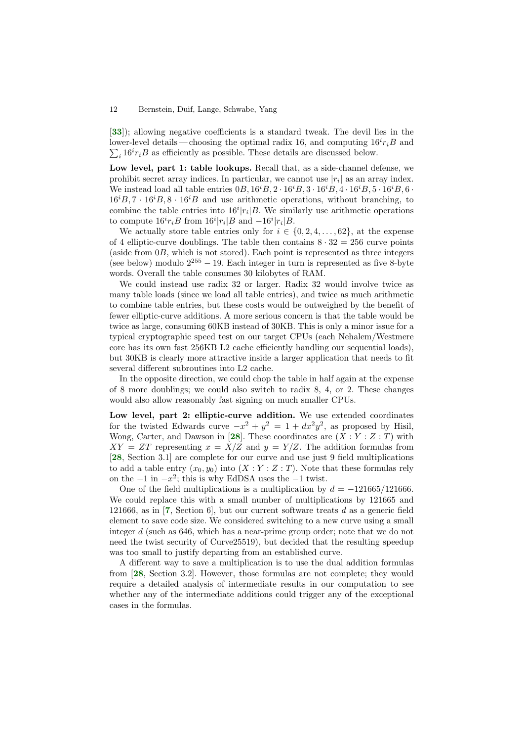[33]); allowing negative coefficients is a standard tweak. The devil lies in the lower-level details — choosing the optimal radix 16, and computing $16^i r_i B$ and $\sum_i 16^i r_i B$ as efficiently as possible. These details are discussed below.

**Low level, part 1: table lookups.** Recall that, as a side-channel defense, we prohibit secret array indices. In particular, we cannot use $|r_i|$ as an array index. We instead load all table entries $0B, 16^i B, 2 \cdot 16^i B, 3 \cdot 16^i B, 4 \cdot 16^i B, 5 \cdot 16^i B, 6 \cdot 16^i B, 7 \cdot 16^i B, 8 \cdot 16^i B$ and use arithmetic operations, without branching, to combine the table entries into $16^i |r_i| B$. We similarly use arithmetic operations to compute $16^i r_i B$ from $16^i |r_i| B$ and $-16^i |r_i| B$.

We actually store table entries only for $i \in \{0, 2, 4, \ldots, 62\}$, at the expense of 4 elliptic-curve doublings. The table then contains $8 \cdot 32 = 256$ curve points (aside from $0B$, which is not stored). Each point is represented as three integers (see below) modulo $2^{255} - 19$. Each integer in turn is represented as five 8-byte words. Overall the table consumes 30 kilobytes of RAM.

We could instead use radix 32 or larger. Radix 32 would involve twice as many table loads (since we load all table entries), and twice as much arithmetic to combine table entries, but these costs would be outweighed by the benefit of fewer elliptic-curve additions. A more serious concern is that the table would be twice as large, consuming 60KB instead of 30KB. This is only a minor issue for a typical cryptographic speed test on our target CPUs (each Nehalem/Westmere core has its own fast 256KB L2 cache efficiently handling our sequential loads), but 30KB is clearly more attractive inside a larger application that needs to fit several different subroutines into L2 cache.

In the opposite direction, we could chop the table in half again at the expense of 8 more doublings; we could also switch to radix 8, 4, or 2. These changes would also allow reasonably fast signing on much smaller CPUs.

**Low level, part 2: elliptic-curve addition.** We use extended coordinates for the twisted Edwards curve $-x^2 + y^2 = 1 + dx^2y^2$, as proposed by Hisil, Wong, Carter, and Dawson in [28]. These coordinates are $(X : Y : Z : T)$ with $XY = ZT$ representing $x = X/Z$ and $y = Y/Z$. The addition formulas from [28, Section 3.1] are complete for our curve and use just 9 field multiplications to add a table entry $(x_0, y_0)$ into $(X : Y : Z : T)$. Note that these formulas rely on the $-1$ in $-x^2$; this is why EdDSA uses the $-1$ twist.

One of the field multiplications is a multiplication by $d = -121665/121666$. We could replace this with a small number of multiplications by 121665 and 121666, as in [7, Section 6], but our current software treats $d$ as a generic field element to save code size. We considered switching to a new curve using a small integer $d$ (such as 646, which has a near-prime group order; note that we do not need the twist security of Curve25519), but decided that the resulting speedup was too small to justify departing from an established curve.

A different way to save a multiplication is to use the dual addition formulas from [28, Section 3.2]. However, those formulas are not complete; they would require a detailed analysis of intermediate results in our computation to see whether any of the intermediate additions could trigger any of the exceptional cases in the formulas.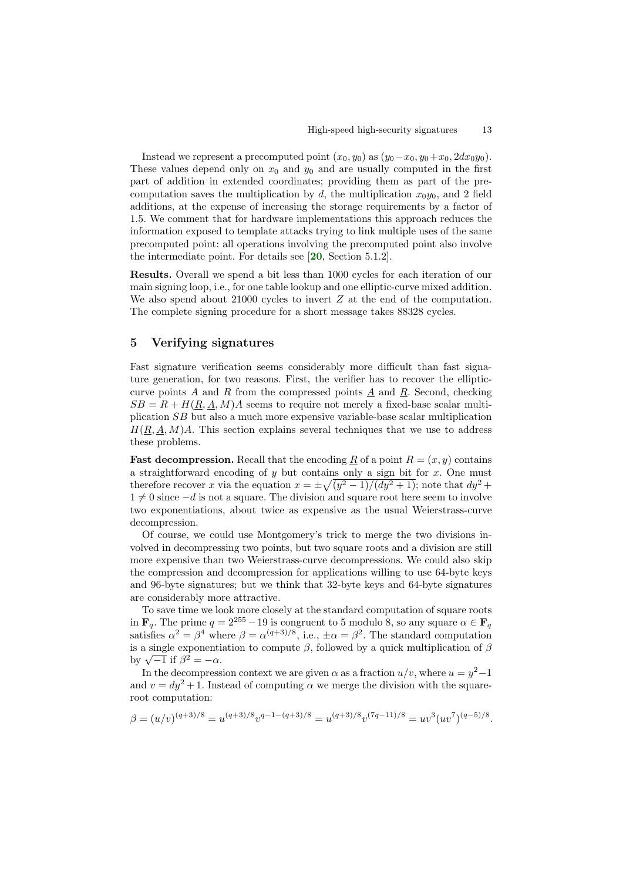Instead we represent a precomputed point $(x_0, y_0)$ as $(y_0-x_0, y_0+x_0, 2dx_0y_0)$. These values depend only on $x_0$ and $y_0$ and are usually computed in the first part of addition in extended coordinates; providing them as part of the precomputation saves the multiplication by $d$, the multiplication $x_0y_0$, and 2 field additions, at the expense of increasing the storage requirements by a factor of 1.5. We comment that for hardware implementations this approach reduces the information exposed to template attacks trying to link multiple uses of the same precomputed point: all operations involving the precomputed point also involve the intermediate point. For details see [20, Section 5.1.2].

**Results.** Overall we spend a bit less than 1000 cycles for each iteration of our main signing loop, i.e., for one table lookup and one elliptic-curve mixed addition. We also spend about 21000 cycles to invert $Z$ at the end of the computation. The complete signing procedure for a short message takes 88328 cycles.

## 5 Verifying signatures

Fast signature verification seems considerably more difficult than fast signature generation, for two reasons. First, the verifier has to recover the elliptic-curve points $A$ and $R$ from the compressed points $\underline{A}$ and $\underline{R}$. Second, checking $SB = R + H(\underline{R}, \underline{A}, M)A$ seems to require not merely a fixed-base scalar multiplication $SB$ but also a much more expensive variable-base scalar multiplication $H(\underline{R}, \underline{A}, M)A$. This section explains several techniques that we use to address these problems.

**Fast decompression.** Recall that the encoding $\underline{R}$ of a point $R = (x, y)$ contains a straightforward encoding of $y$ but contains only a sign bit for $x$. One must therefore recover $x$ via the equation $x = \pm\sqrt{(y^2-1)/(dy^2+1)}$; note that $dy^2 + 1 \neq 0$ since $-d$ is not a square. The division and square root here seem to involve two exponentiations, about twice as expensive as the usual Weierstrass-curve decompression.

Of course, we could use Montgomery's trick to merge the two divisions involved in decompressing two points, but two square roots and a division are still more expensive than two Weierstrass-curve decompressions. We could also skip the compression and decompression for applications willing to use 64-byte keys and 96-byte signatures; but we think that 32-byte keys and 64-byte signatures are considerably more attractive.

To save time we look more closely at the standard computation of square roots in $\mathbf{F}_q$. The prime $q = 2^{255} - 19$ is congruent to 5 modulo 8, so any square $\alpha \in \mathbf{F}_q$ satisfies $\alpha^2 = \beta^4$ where $\beta = \alpha^{(q+3)/8}$, i.e., $\pm\alpha = \beta^2$. The standard computation is a single exponentiation to compute $\beta$, followed by a quick multiplication of $\beta$ by $\sqrt{-1}$ if $\beta^2 = -\alpha$.

In the decompression context we are given $\alpha$ as a fraction $u/v$, where $u = y^2-1$ and $v = dy^2+1$. Instead of computing $\alpha$ we merge the division with the square-root computation:

$$\beta = (u/v)^{(q+3)/8} = u^{(q+3)/8}v^{q-1-(q+3)/8} = u^{(q+3)/8}v^{(7q-11)/8} = uv^3(uv^7)^{(q-5)/8}.$$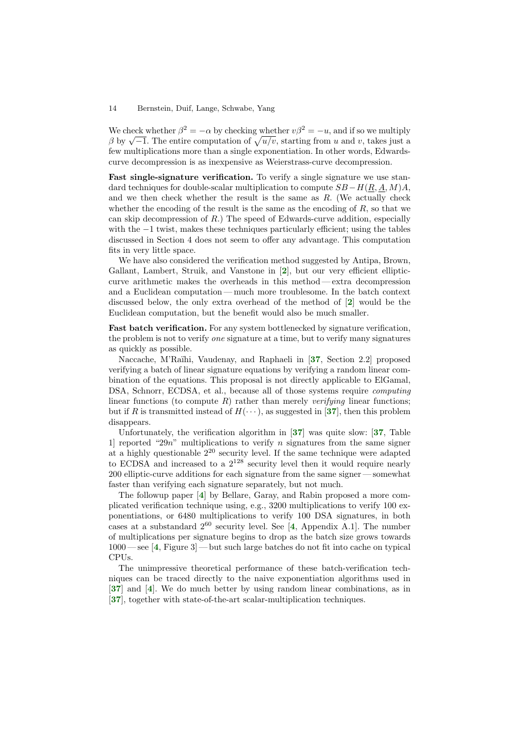We check whether $\beta^2 = -\alpha$ by checking whether $v\beta^2 = -u$, and if so we multiply $\beta$ by $\sqrt{-1}$. The entire computation of $\sqrt{u/v}$, starting from $u$ and $v$, takes just a few multiplications more than a single exponentiation. In other words, Edwards-curve decompression is as inexpensive as Weierstrass-curve decompression.

**Fast single-signature verification.** To verify a single signature we use standard techniques for double-scalar multiplication to compute $SB - H(\underline{R}, \underline{A}, M)A$, and we then check whether the result is the same as $R$. (We actually check whether the encoding of the result is the same as the encoding of $R$, so that we can skip decompression of $R$.) The speed of Edwards-curve addition, especially with the $-1$ twist, makes these techniques particularly efficient; using the tables discussed in Section 4 does not seem to offer any advantage. This computation fits in very little space.

We have also considered the verification method suggested by Antipa, Brown, Gallant, Lambert, Struik, and Vanstone in [**2**], but our very efficient elliptic-curve arithmetic makes the overheads in this method — extra decompression and a Euclidean computation — much more troublesome. In the batch context discussed below, the only extra overhead of the method of [**2**] would be the Euclidean computation, but the benefit would also be much smaller.

**Fast batch verification.** For any system bottlenecked by signature verification, the problem is not to verify *one* signature at a time, but to verify many signatures as quickly as possible.

Naccache, M'Raïhi, Vaudenay, and Raphaeli in [**37**, Section 2.2] proposed verifying a batch of linear signature equations by verifying a random linear combination of the equations. This proposal is not directly applicable to ElGamal, DSA, Schnorr, ECDSA, et al., because all of those systems require *computing* linear functions (to compute $R$) rather than merely *verifying* linear functions; but if $R$ is transmitted instead of $H(\cdots)$, as suggested in [**37**], then this problem disappears.

Unfortunately, the verification algorithm in [**37**] was quite slow: [**37**, Table 1] reported "$29n$" multiplications to verify $n$ signatures from the same signer at a highly questionable $2^{20}$ security level. If the same technique were adapted to ECDSA and increased to a $2^{128}$ security level then it would require nearly 200 elliptic-curve additions for each signature from the same signer — somewhat faster than verifying each signature separately, but not much.

The followup paper [**4**] by Bellare, Garay, and Rabin proposed a more complicated verification technique using, e.g., 3200 multiplications to verify 100 exponentiations, or 6480 multiplications to verify 100 DSA signatures, in both cases at a substandard $2^{60}$ security level. See [**4**, Appendix A.1]. The number of multiplications per signature begins to drop as the batch size grows towards 1000 — see [**4**, Figure 3] — but such large batches do not fit into cache on typical CPUs.

The unimpressive theoretical performance of these batch-verification techniques can be traced directly to the naive exponentiation algorithms used in [**37**] and [**4**]. We do much better by using random linear combinations, as in [**37**], together with state-of-the-art scalar-multiplication techniques.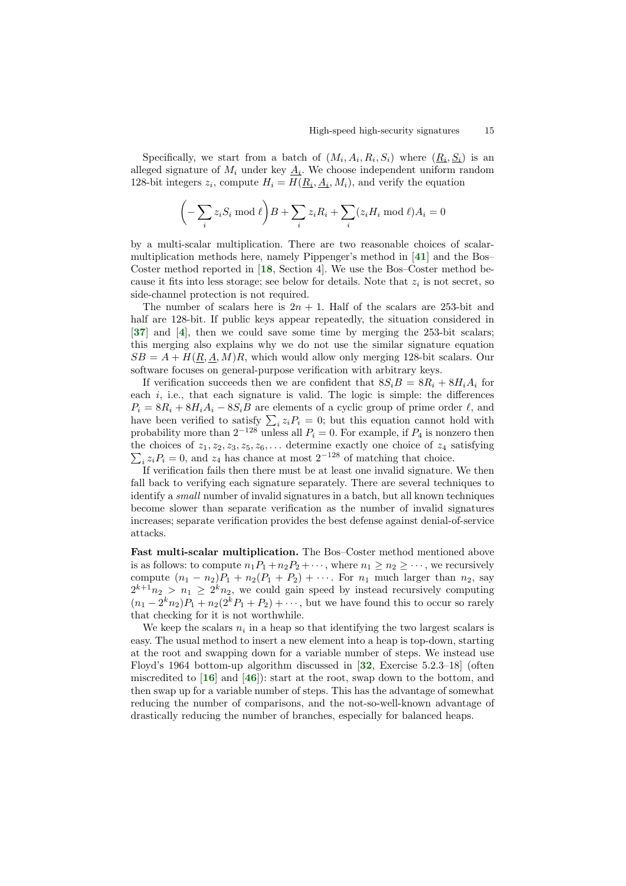Specifically, we start from a batch of $(M_i, A_i, R_i, S_i)$ where $(\underline{R_i}, \underline{S_i})$ is an alleged signature of $M_i$ under key $\underline{A_i}$. We choose independent uniform random 128-bit integers $z_i$, compute $H_i = H(\underline{R_i}, \underline{A_i}, M_i)$, and verify the equation

$$\left(-\sum_i z_i S_i \bmod \ell\right)B + \sum_i z_i R_i + \sum_i (z_i H_i \bmod \ell) A_i = 0$$

by a multi-scalar multiplication. There are two reasonable choices of scalar-multiplication methods here, namely Pippenger's method in [**41**] and the Bos–Coster method reported in [**18**, Section 4]. We use the Bos–Coster method because it fits into less storage; see below for details. Note that $z_i$ is not secret, so side-channel protection is not required.

The number of scalars here is $2n+1$. Half of the scalars are 253-bit and half are 128-bit. If public keys appear repeatedly, the situation considered in [**37**] and [**4**], then we could save some time by merging the 253-bit scalars; this merging also explains why we do not use the similar signature equation $SB = A + H(\underline{R}, \underline{A}, M)R$, which would allow only merging 128-bit scalars. Our software focuses on general-purpose verification with arbitrary keys.

If verification succeeds then we are confident that $8S_iB = 8R_i + 8H_iA_i$ for each $i$, i.e., that each signature is valid. The logic is simple: the differences $P_i = 8R_i + 8H_iA_i - 8S_iB$ are elements of a cyclic group of prime order $\ell$, and have been verified to satisfy $\sum_i z_i P_i = 0$; but this equation cannot hold with probability more than $2^{-128}$ unless all $P_i = 0$. For example, if $P_4$ is nonzero then the choices of $z_1, z_2, z_3, z_5, z_6, \ldots$ determine exactly one choice of $z_4$ satisfying $\sum_i z_i P_i = 0$, and $z_4$ has chance at most $2^{-128}$ of matching that choice.

If verification fails then there must be at least one invalid signature. We then fall back to verifying each signature separately. There are several techniques to identify a *small* number of invalid signatures in a batch, but all known techniques become slower than separate verification as the number of invalid signatures increases; separate verification provides the best defense against denial-of-service attacks.

**Fast multi-scalar multiplication.** The Bos–Coster method mentioned above is as follows: to compute $n_1P_1 + n_2P_2 + \cdots$, where $n_1 \geq n_2 \geq \cdots$, we recursively compute $(n_1 - n_2)P_1 + n_2(P_1 + P_2) + \cdots$. For $n_1$ much larger than $n_2$, say $2^{k+1}n_2 > n_1 \geq 2^k n_2$, we could gain speed by instead recursively computing $(n_1 - 2^k n_2)P_1 + n_2(2^k P_1 + P_2) + \cdots$, but we have found this to occur so rarely that checking for it is not worthwhile.

We keep the scalars $n_i$ in a heap so that identifying the two largest scalars is easy. The usual method to insert a new element into a heap is top-down, starting at the root and swapping down for a variable number of steps. We instead use Floyd's 1964 bottom-up algorithm discussed in [**32**, Exercise 5.2.3–18] (often miscredited to [**16**] and [**46**]): start at the root, swap down to the bottom, and then swap up for a variable number of steps. This has the advantage of somewhat reducing the number of comparisons, and the not-so-well-known advantage of drastically reducing the number of branches, especially for balanced heaps.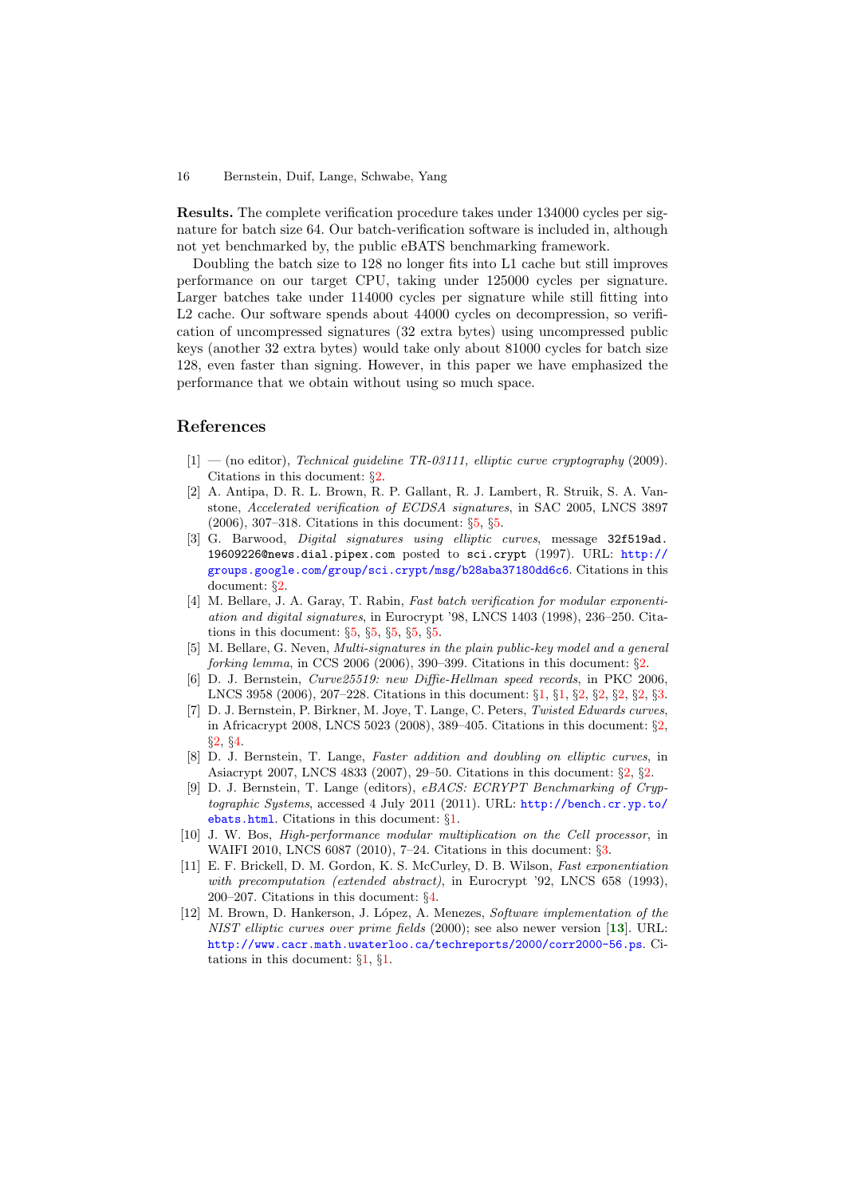**Results.** The complete verification procedure takes under 134000 cycles per signature for batch size 64. Our batch-verification software is included in, although not yet benchmarked by, the public eBATS benchmarking framework.

Doubling the batch size to 128 no longer fits into L1 cache but still improves performance on our target CPU, taking under 125000 cycles per signature. Larger batches take under 114000 cycles per signature while still fitting into L2 cache. Our software spends about 44000 cycles on decompression, so verification of uncompressed signatures (32 extra bytes) using uncompressed public keys (another 32 extra bytes) would take only about 81000 cycles for batch size 128, even faster than signing. However, in this paper we have emphasized the performance that we obtain without using so much space.

## References

[1] — (no editor), *Technical guideline TR-03111, elliptic curve cryptography* (2009). Citations in this document: §2.

[2] A. Antipa, D. R. L. Brown, R. P. Gallant, R. J. Lambert, R. Struik, S. A. Vanstone, *Accelerated verification of ECDSA signatures*, in SAC 2005, LNCS 3897 (2006), 307–318. Citations in this document: §5, §5.

[3] G. Barwood, *Digital signatures using elliptic curves*, message `32f519ad.19609226@news.dial.pipex.com` posted to `sci.crypt` (1997). URL: `http://groups.google.com/group/sci.crypt/msg/b28aba37180dd6c6`. Citations in this document: §2.

[4] M. Bellare, J. A. Garay, T. Rabin, *Fast batch verification for modular exponentiation and digital signatures*, in Eurocrypt '98, LNCS 1403 (1998), 236–250. Citations in this document: §5, §5, §5, §5, §5.

[5] M. Bellare, G. Neven, *Multi-signatures in the plain public-key model and a general forking lemma*, in CCS 2006 (2006), 390–399. Citations in this document: §2.

[6] D. J. Bernstein, *Curve25519: new Diffie-Hellman speed records*, in PKC 2006, LNCS 3958 (2006), 207–228. Citations in this document: §1, §1, §2, §2, §2, §2, §3.

[7] D. J. Bernstein, P. Birkner, M. Joye, T. Lange, C. Peters, *Twisted Edwards curves*, in Africacrypt 2008, LNCS 5023 (2008), 389–405. Citations in this document: §2, §2, §4.

[8] D. J. Bernstein, T. Lange, *Faster addition and doubling on elliptic curves*, in Asiacrypt 2007, LNCS 4833 (2007), 29–50. Citations in this document: §2, §2.

[9] D. J. Bernstein, T. Lange (editors), *eBACS: ECRYPT Benchmarking of Cryptographic Systems*, accessed 4 July 2011 (2011). URL: `http://bench.cr.yp.to/ebats.html`. Citations in this document: §1.

[10] J. W. Bos, *High-performance modular multiplication on the Cell processor*, in WAIFI 2010, LNCS 6087 (2010), 7–24. Citations in this document: §3.

[11] E. F. Brickell, D. M. Gordon, K. S. McCurley, D. B. Wilson, *Fast exponentiation with precomputation (extended abstract)*, in Eurocrypt '92, LNCS 658 (1993), 200–207. Citations in this document: §4.

[12] M. Brown, D. Hankerson, J. López, A. Menezes, *Software implementation of the NIST elliptic curves over prime fields* (2000); see also newer version [**13**]. URL: `http://www.cacr.math.uwaterloo.ca/techreports/2000/corr2000-56.ps`. Citations in this document: §1, §1.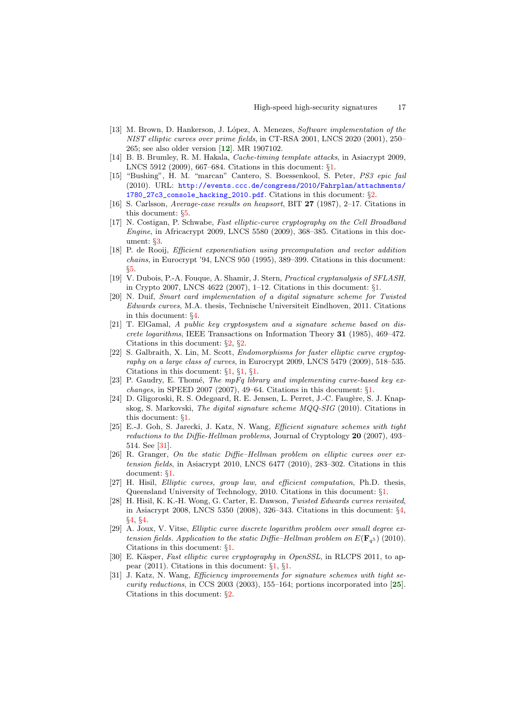[13] M. Brown, D. Hankerson, J. López, A. Menezes, *Software implementation of the NIST elliptic curves over prime fields*, in CT-RSA 2001, LNCS 2020 (2001), 250–265; see also older version [**12**]. MR 1907102.

[14] B. B. Brumley, R. M. Hakala, *Cache-timing template attacks*, in Asiacrypt 2009, LNCS 5912 (2009), 667–684. Citations in this document: §1.

[15] "Bushing", H. M. "marcan" Cantero, S. Boessenkool, S. Peter, *PS3 epic fail* (2010). URL: http://events.ccc.de/congress/2010/Fahrplan/attachments/1780_27c3_console_hacking_2010.pdf. Citations in this document: §2.

[16] S. Carlsson, *Average-case results on heapsort*, BIT **27** (1987), 2–17. Citations in this document: §5.

[17] N. Costigan, P. Schwabe, *Fast elliptic-curve cryptography on the Cell Broadband Engine*, in Africacrypt 2009, LNCS 5580 (2009), 368–385. Citations in this document: §3.

[18] P. de Rooij, *Efficient exponentiation using precomputation and vector addition chains*, in Eurocrypt '94, LNCS 950 (1995), 389–399. Citations in this document: §5.

[19] V. Dubois, P.-A. Fouque, A. Shamir, J. Stern, *Practical cryptanalysis of SFLASH*, in Crypto 2007, LNCS 4622 (2007), 1–12. Citations in this document: §1.

[20] N. Duif, *Smart card implementation of a digital signature scheme for Twisted Edwards curves*, M.A. thesis, Technische Universiteit Eindhoven, 2011. Citations in this document: §4.

[21] T. ElGamal, *A public key cryptosystem and a signature scheme based on discrete logarithms*, IEEE Transactions on Information Theory **31** (1985), 469–472. Citations in this document: §2, §2.

[22] S. Galbraith, X. Lin, M. Scott, *Endomorphisms for faster elliptic curve cryptography on a large class of curves*, in Eurocrypt 2009, LNCS 5479 (2009), 518–535. Citations in this document: §1, §1, §1.

[23] P. Gaudry, E. Thomé, *The mpFq library and implementing curve-based key exchanges*, in SPEED 2007 (2007), 49–64. Citations in this document: §1.

[24] D. Gligoroski, R. S. Odegøard, R. E. Jensen, L. Perret, J.-C. Faugère, S. J. Knapskog, S. Markovski, *The digital signature scheme MQQ-SIG* (2010). Citations in this document: §1.

[25] E.-J. Goh, S. Jarecki, J. Katz, N. Wang, *Efficient signature schemes with tight reductions to the Diffie-Hellman problems*, Journal of Cryptology **20** (2007), 493–514. See [31].

[26] R. Granger, *On the static Diffie–Hellman problem on elliptic curves over extension fields*, in Asiacrypt 2010, LNCS 6477 (2010), 283–302. Citations in this document: §1.

[27] H. Hisil, *Elliptic curves, group law, and efficient computation*, Ph.D. thesis, Queensland University of Technology, 2010. Citations in this document: §1.

[28] H. Hisil, K. K.-H. Wong, G. Carter, E. Dawson, *Twisted Edwards curves revisited*, in Asiacrypt 2008, LNCS 5350 (2008), 326–343. Citations in this document: §4, §4, §4.

[29] A. Joux, V. Vitse, *Elliptic curve discrete logarithm problem over small degree extension fields. Application to the static Diffie–Hellman problem on $E(\mathbf{F}_{q^5})$* (2010). Citations in this document: §1.

[30] E. Käsper, *Fast elliptic curve cryptography in OpenSSL*, in RLCPS 2011, to appear (2011). Citations in this document: §1, §1.

[31] J. Katz, N. Wang, *Efficiency improvements for signature schemes with tight security reductions*, in CCS 2003 (2003), 155–164; portions incorporated into [**25**]. Citations in this document: §2.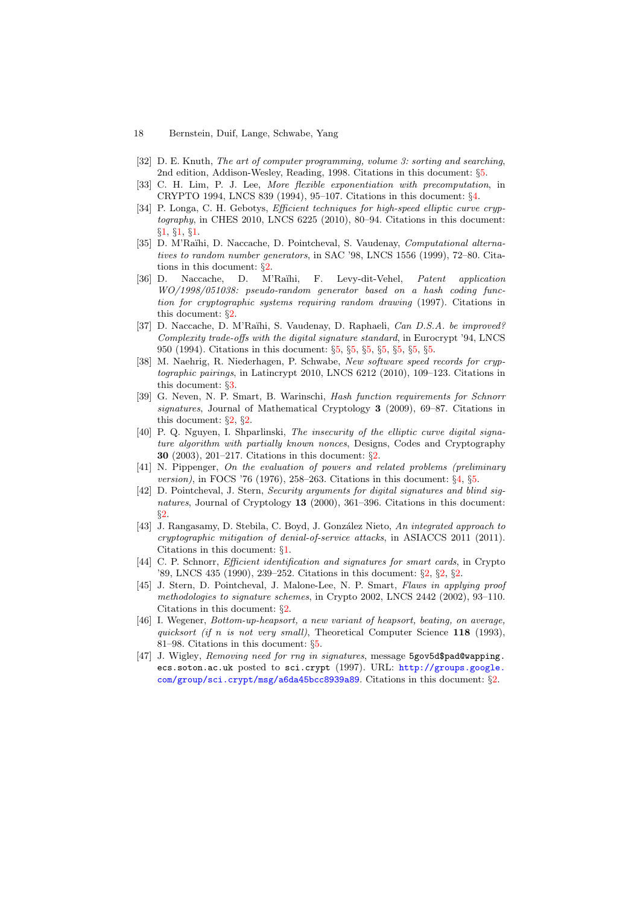[32] D. E. Knuth, *The art of computer programming, volume 3: sorting and searching*, 2nd edition, Addison-Wesley, Reading, 1998. Citations in this document: §5.

[33] C. H. Lim, P. J. Lee, *More flexible exponentiation with precomputation*, in CRYPTO 1994, LNCS 839 (1994), 95–107. Citations in this document: §4.

[34] P. Longa, C. H. Gebotys, *Efficient techniques for high-speed elliptic curve cryptography*, in CHES 2010, LNCS 6225 (2010), 80–94. Citations in this document: §1, §1, §1.

[35] D. M'Raïhi, D. Naccache, D. Pointcheval, S. Vaudenay, *Computational alternatives to random number generators*, in SAC '98, LNCS 1556 (1999), 72–80. Citations in this document: §2.

[36] D. Naccache, D. M'Raïhi, F. Levy-dit-Vehel, *Patent application WO/1998/051038: pseudo-random generator based on a hash coding function for cryptographic systems requiring random drawing* (1997). Citations in this document: §2.

[37] D. Naccache, D. M'Raïhi, S. Vaudenay, D. Raphaeli, *Can D.S.A. be improved? Complexity trade-offs with the digital signature standard*, in Eurocrypt '94, LNCS 950 (1994). Citations in this document: §5, §5, §5, §5, §5, §5, §5.

[38] M. Naehrig, R. Niederhagen, P. Schwabe, *New software speed records for cryptographic pairings*, in Latincrypt 2010, LNCS 6212 (2010), 109–123. Citations in this document: §3.

[39] G. Neven, N. P. Smart, B. Warinschi, *Hash function requirements for Schnorr signatures*, Journal of Mathematical Cryptology **3** (2009), 69–87. Citations in this document: §2, §2.

[40] P. Q. Nguyen, I. Shparlinski, *The insecurity of the elliptic curve digital signature algorithm with partially known nonces*, Designs, Codes and Cryptography **30** (2003), 201–217. Citations in this document: §2.

[41] N. Pippenger, *On the evaluation of powers and related problems (preliminary version)*, in FOCS '76 (1976), 258–263. Citations in this document: §4, §5.

[42] D. Pointcheval, J. Stern, *Security arguments for digital signatures and blind signatures*, Journal of Cryptology **13** (2000), 361–396. Citations in this document: §2.

[43] J. Rangasamy, D. Stebila, C. Boyd, J. González Nieto, *An integrated approach to cryptographic mitigation of denial-of-service attacks*, in ASIACCS 2011 (2011). Citations in this document: §1.

[44] C. P. Schnorr, *Efficient identification and signatures for smart cards*, in Crypto '89, LNCS 435 (1990), 239–252. Citations in this document: §2, §2, §2.

[45] J. Stern, D. Pointcheval, J. Malone-Lee, N. P. Smart, *Flaws in applying proof methodologies to signature schemes*, in Crypto 2002, LNCS 2442 (2002), 93–110. Citations in this document: §2.

[46] I. Wegener, *Bottom-up-heapsort, a new variant of heapsort, beating, on average, quicksort (if n is not very small)*, Theoretical Computer Science **118** (1993), 81–98. Citations in this document: §5.

[47] J. Wigley, *Removing need for rng in signatures*, message `5gov5d$pad@wapping.ecs.soton.ac.uk` posted to `sci.crypt` (1997). URL: http://groups.google.com/group/sci.crypt/msg/a6da45bcc8939a89. Citations in this document: §2.